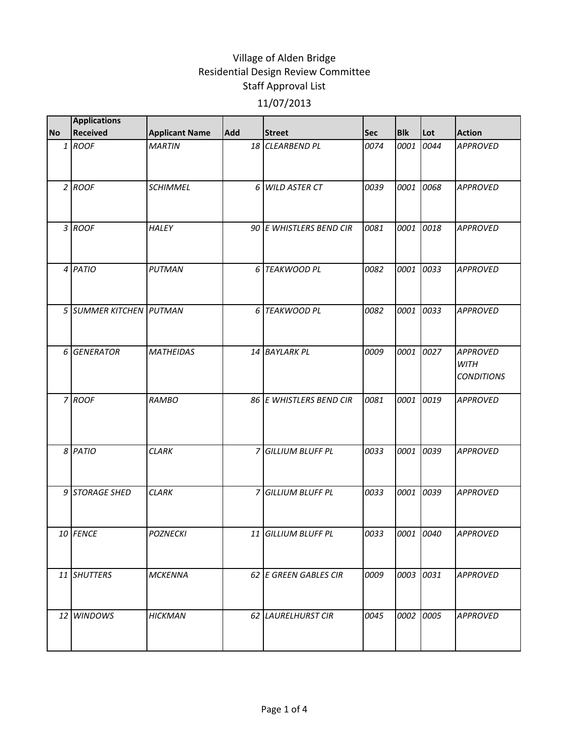# Village of Alden Bridge
## Residential Design Review Committee
## Staff Approval List
## 11/07/2013

| No | Applications Received | Applicant Name | Add | Street | Sec | Blk | Lot | Action |
|---|---|---|---|---|---|---|---|---|
| 1 | *ROOF* | *MARTIN* | *18* | *CLEARBEND PL* | *0074* | *0001* | *0044* | *APPROVED* |
| 2 | *ROOF* | *SCHIMMEL* | *6* | *WILD ASTER CT* | *0039* | *0001* | *0068* | *APPROVED* |
| 3 | *ROOF* | *HALEY* | *90* | *E WHISTLERS BEND CIR* | *0081* | *0001* | *0018* | *APPROVED* |
| 4 | *PATIO* | *PUTMAN* | *6* | *TEAKWOOD PL* | *0082* | *0001* | *0033* | *APPROVED* |
| 5 | *SUMMER KITCHEN* | *PUTMAN* | *6* | *TEAKWOOD PL* | *0082* | *0001* | *0033* | *APPROVED* |
| 6 | *GENERATOR* | *MATHEIDAS* | *14* | *BAYLARK PL* | *0009* | *0001* | *0027* | *APPROVED WITH CONDITIONS* |
| 7 | *ROOF* | *RAMBO* | *86* | *E WHISTLERS BEND CIR* | *0081* | *0001* | *0019* | *APPROVED* |
| 8 | *PATIO* | *CLARK* | *7* | *GILLIUM BLUFF PL* | *0033* | *0001* | *0039* | *APPROVED* |
| 9 | *STORAGE SHED* | *CLARK* | *7* | *GILLIUM BLUFF PL* | *0033* | *0001* | *0039* | *APPROVED* |
| 10 | *FENCE* | *POZNECKI* | *11* | *GILLIUM BLUFF PL* | *0033* | *0001* | *0040* | *APPROVED* |
| 11 | *SHUTTERS* | *MCKENNA* | *62* | *E GREEN GABLES CIR* | *0009* | *0003* | *0031* | *APPROVED* |
| 12 | *WINDOWS* | *HICKMAN* | *62* | *LAURELHURST CIR* | *0045* | *0002* | *0005* | *APPROVED* |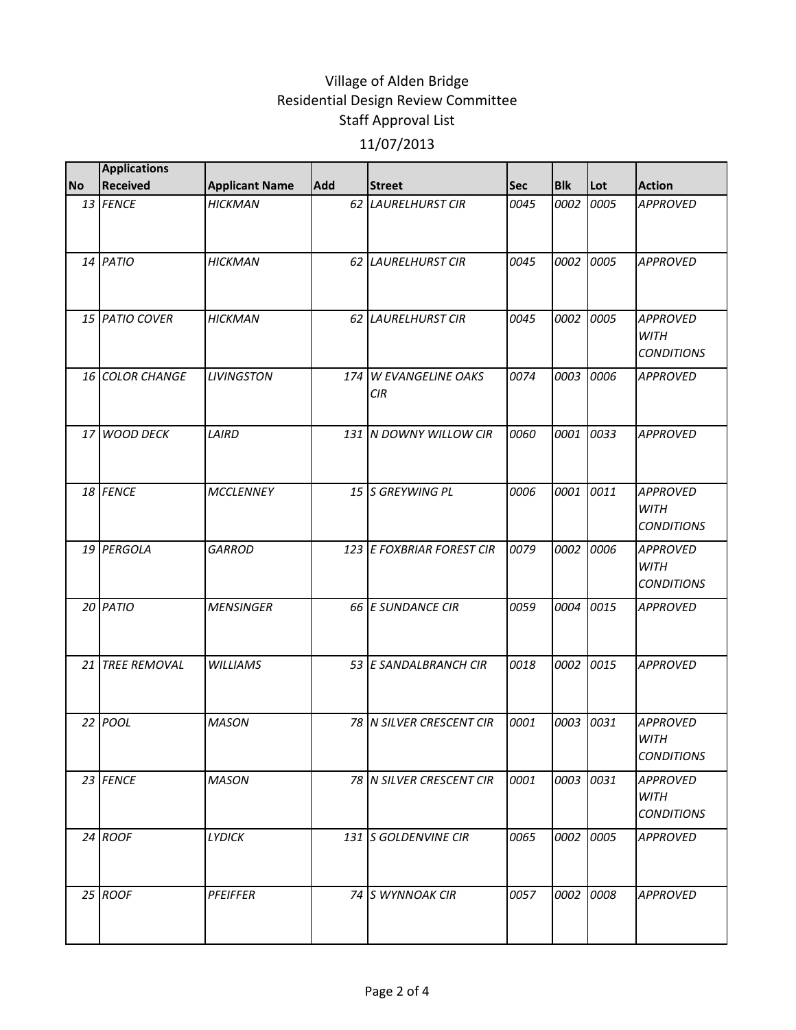Village of Alden Bridge
Residential Design Review Committee
Staff Approval List
11/07/2013

| No | Applications Received | Applicant Name | Add | Street | Sec | Blk | Lot | Action |
|---|---|---|---|---|---|---|---|---|
| 13 | FENCE | HICKMAN | 62 | LAURELHURST CIR | 0045 | 0002 | 0005 | APPROVED |
| 14 | PATIO | HICKMAN | 62 | LAURELHURST CIR | 0045 | 0002 | 0005 | APPROVED |
| 15 | PATIO COVER | HICKMAN | 62 | LAURELHURST CIR | 0045 | 0002 | 0005 | APPROVED WITH CONDITIONS |
| 16 | COLOR CHANGE | LIVINGSTON | 174 | W EVANGELINE OAKS CIR | 0074 | 0003 | 0006 | APPROVED |
| 17 | WOOD DECK | LAIRD | 131 | N DOWNY WILLOW CIR | 0060 | 0001 | 0033 | APPROVED |
| 18 | FENCE | MCCLENNEY | 15 | S GREYWING PL | 0006 | 0001 | 0011 | APPROVED WITH CONDITIONS |
| 19 | PERGOLA | GARROD | 123 | E FOXBRIAR FOREST CIR | 0079 | 0002 | 0006 | APPROVED WITH CONDITIONS |
| 20 | PATIO | MENSINGER | 66 | E SUNDANCE CIR | 0059 | 0004 | 0015 | APPROVED |
| 21 | TREE REMOVAL | WILLIAMS | 53 | E SANDALBRANCH CIR | 0018 | 0002 | 0015 | APPROVED |
| 22 | POOL | MASON | 78 | N SILVER CRESCENT CIR | 0001 | 0003 | 0031 | APPROVED WITH CONDITIONS |
| 23 | FENCE | MASON | 78 | N SILVER CRESCENT CIR | 0001 | 0003 | 0031 | APPROVED WITH CONDITIONS |
| 24 | ROOF | LYDICK | 131 | S GOLDENVINE CIR | 0065 | 0002 | 0005 | APPROVED |
| 25 | ROOF | PFEIFFER | 74 | S WYNNOAK CIR | 0057 | 0002 | 0008 | APPROVED |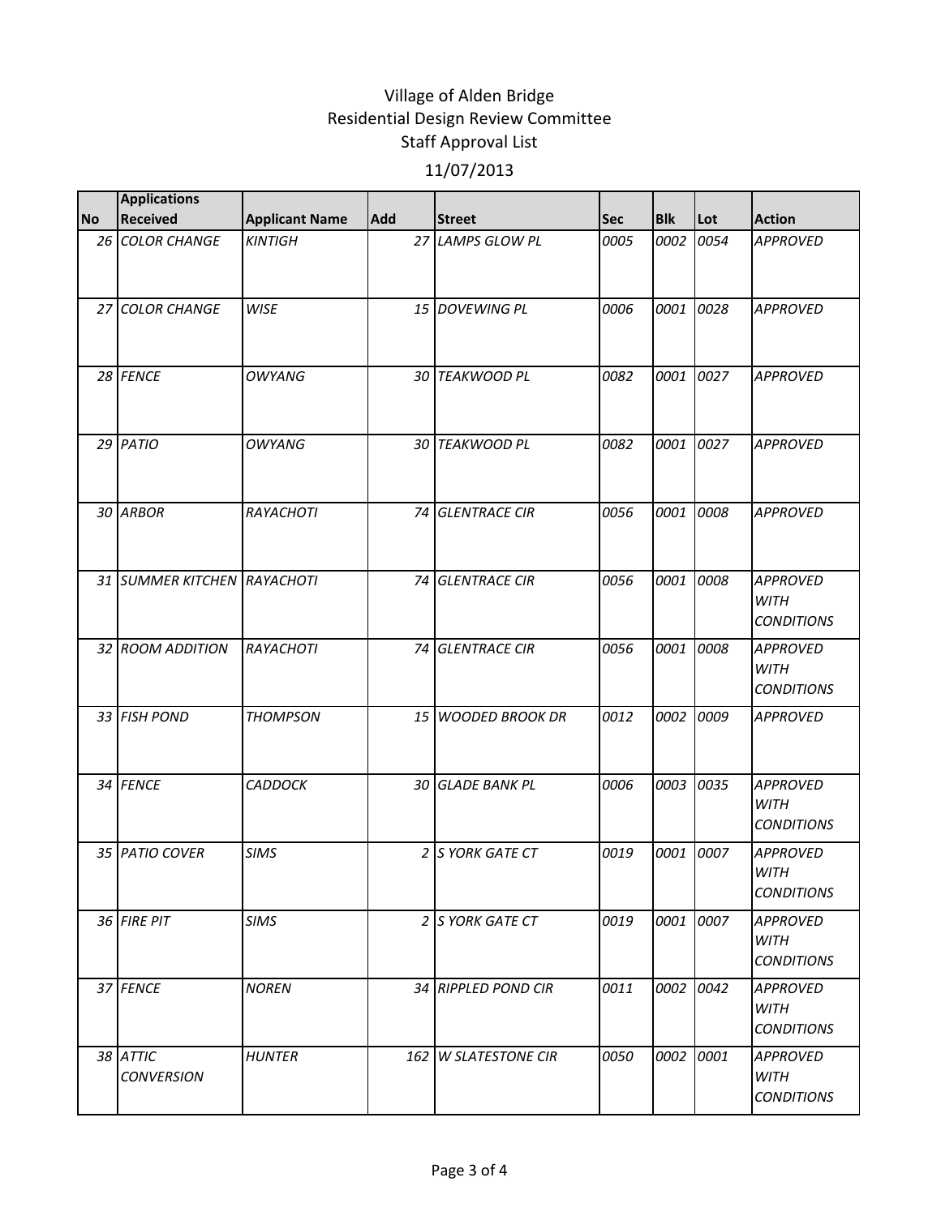# Village of Alden Bridge

## Residential Design Review Committee

## Staff Approval List

## 11/07/2013

| No | Applications Received | Applicant Name | Add | Street | Sec | Blk | Lot | Action |
|---|---|---|---|---|---|---|---|---|
| 26 | *COLOR CHANGE* | *KINTIGH* | 27 | *LAMPS GLOW PL* | 0005 | 0002 | 0054 | *APPROVED* |
| 27 | *COLOR CHANGE* | *WISE* | 15 | *DOVEWING PL* | 0006 | 0001 | 0028 | *APPROVED* |
| 28 | *FENCE* | *OWYANG* | 30 | *TEAKWOOD PL* | 0082 | 0001 | 0027 | *APPROVED* |
| 29 | *PATIO* | *OWYANG* | 30 | *TEAKWOOD PL* | 0082 | 0001 | 0027 | *APPROVED* |
| 30 | *ARBOR* | *RAYACHOTI* | 74 | *GLENTRACE CIR* | 0056 | 0001 | 0008 | *APPROVED* |
| 31 | *SUMMER KITCHEN* | *RAYACHOTI* | 74 | *GLENTRACE CIR* | 0056 | 0001 | 0008 | *APPROVED WITH CONDITIONS* |
| 32 | *ROOM ADDITION* | *RAYACHOTI* | 74 | *GLENTRACE CIR* | 0056 | 0001 | 0008 | *APPROVED WITH CONDITIONS* |
| 33 | *FISH POND* | *THOMPSON* | 15 | *WOODED BROOK DR* | 0012 | 0002 | 0009 | *APPROVED* |
| 34 | *FENCE* | *CADDOCK* | 30 | *GLADE BANK PL* | 0006 | 0003 | 0035 | *APPROVED WITH CONDITIONS* |
| 35 | *PATIO COVER* | *SIMS* | 2 | *S YORK GATE CT* | 0019 | 0001 | 0007 | *APPROVED WITH CONDITIONS* |
| 36 | *FIRE PIT* | *SIMS* | 2 | *S YORK GATE CT* | 0019 | 0001 | 0007 | *APPROVED WITH CONDITIONS* |
| 37 | *FENCE* | *NOREN* | 34 | *RIPPLED POND CIR* | 0011 | 0002 | 0042 | *APPROVED WITH CONDITIONS* |
| 38 | *ATTIC CONVERSION* | *HUNTER* | 162 | *W SLATESTONE CIR* | 0050 | 0002 | 0001 | *APPROVED WITH CONDITIONS* |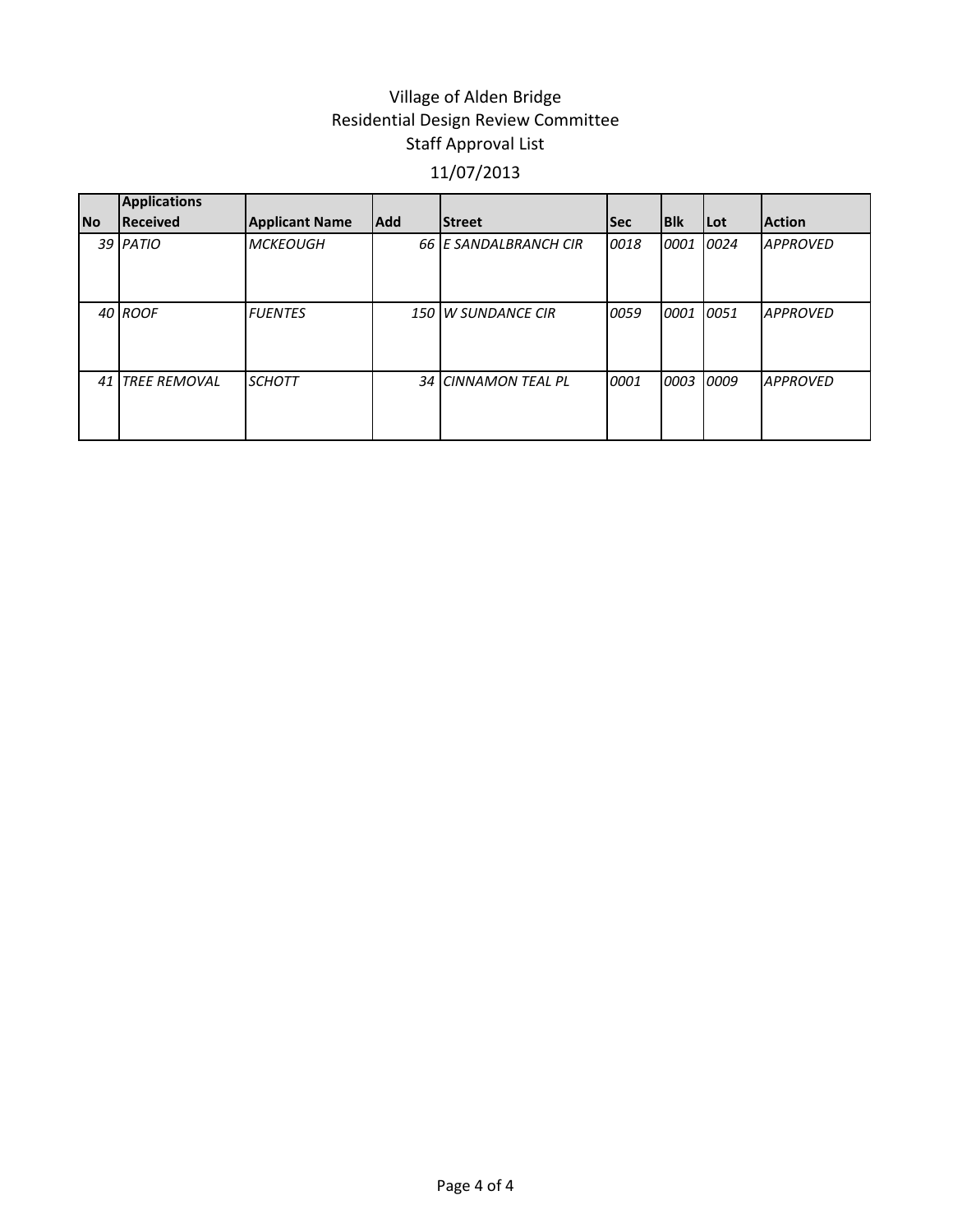Village of Alden Bridge
Residential Design Review Committee
Staff Approval List
11/07/2013

| No | Applications Received | Applicant Name | Add | Street | Sec | Blk | Lot | Action |
|---|---|---|---|---|---|---|---|---|
| *39* | *PATIO* | *MCKEOUGH* | *66* | *E SANDALBRANCH CIR* | *0018* | *0001* | *0024* | *APPROVED* |
| *40* | *ROOF* | *FUENTES* | *150* | *W SUNDANCE CIR* | *0059* | *0001* | *0051* | *APPROVED* |
| *41* | *TREE REMOVAL* | *SCHOTT* | *34* | *CINNAMON TEAL PL* | *0001* | *0003* | *0009* | *APPROVED* |